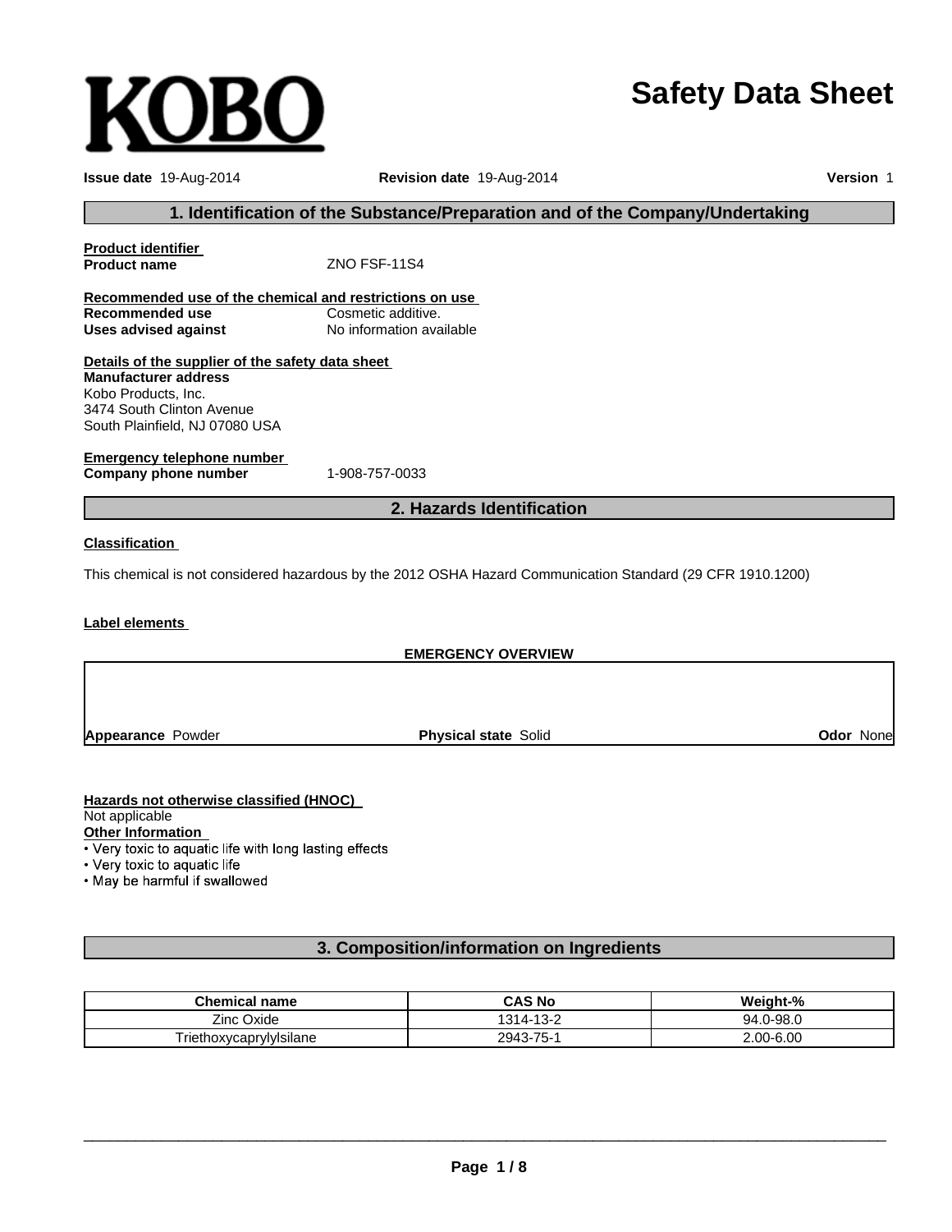KOBO

# Safety Data Sheet

**Issue date** 19-Aug-2014 **Revision date** 19-Aug-2014 **Version** 1

## 1. Identification of the Substance/Preparation and of the Company/Undertaking

**Product identifier**
**Product name** ZNO FSF-11S4

**Recommended use of the chemical and restrictions on use**
**Recommended use** Cosmetic additive.
**Uses advised against** No information available

**Details of the supplier of the safety data sheet**
**Manufacturer address**
Kobo Products, Inc.
3474 South Clinton Avenue
South Plainfield, NJ 07080 USA

**Emergency telephone number**
**Company phone number** 1-908-757-0033

## 2. Hazards Identification

**Classification**

This chemical is not considered hazardous by the 2012 OSHA Hazard Communication Standard (29 CFR 1910.1200)

**Label elements**

**EMERGENCY OVERVIEW**

**Appearance** Powder **Physical state** Solid **Odor** None

**Hazards not otherwise classified (HNOC)**
Not applicable
**Other Information**
- Very toxic to aquatic life with long lasting effects
- Very toxic to aquatic life
- May be harmful if swallowed

## 3. Composition/information on Ingredients

| Chemical name | CAS No | Weight-% |
| --- | --- | --- |
| Zinc Oxide | 1314-13-2 | 94.0-98.0 |
| Triethoxycaprylylsilane | 2943-75-1 | 2.00-6.00 |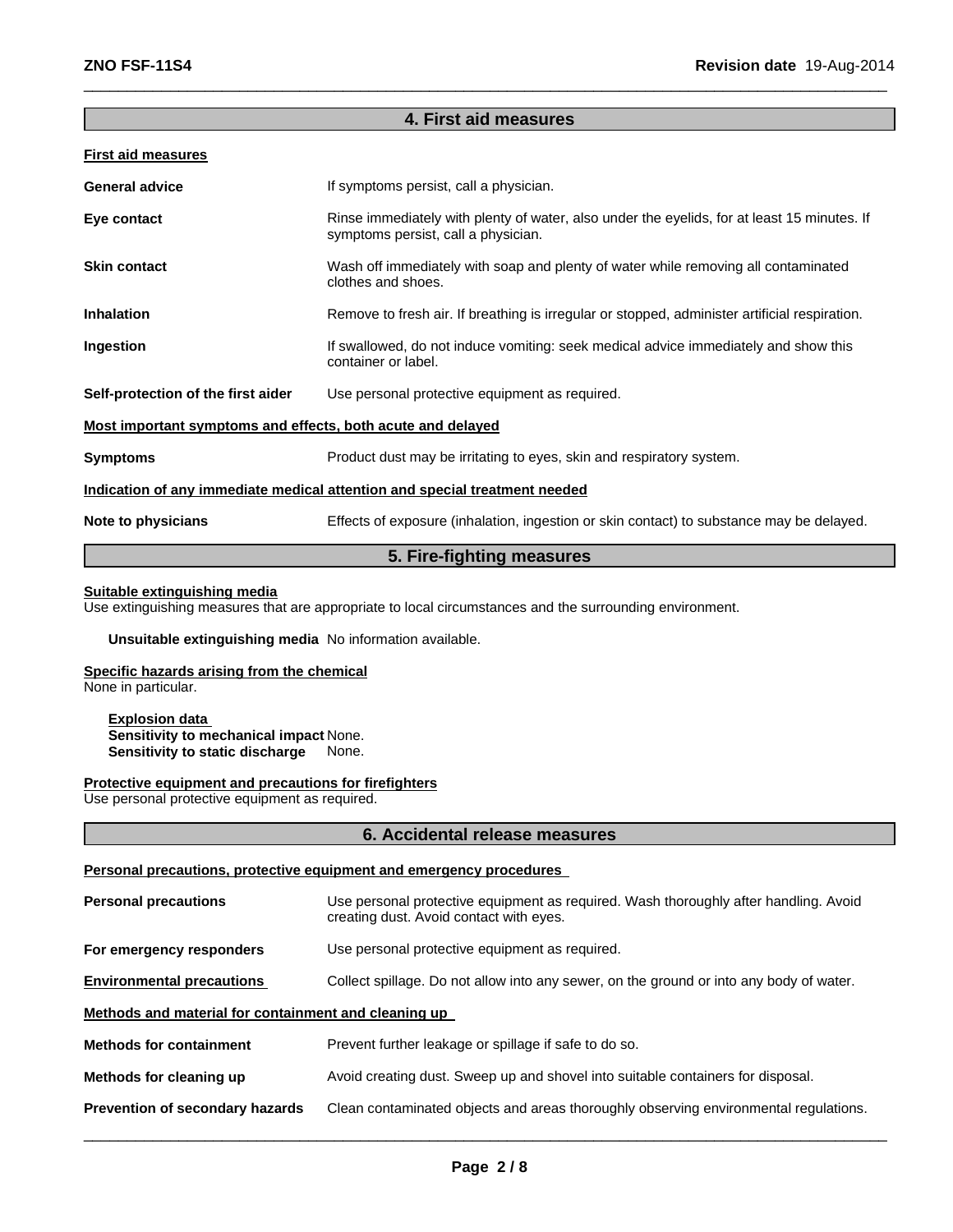## 4. First aid measures

**First aid measures**

| | |
|---|---|
| **General advice** | If symptoms persist, call a physician. |
| **Eye contact** | Rinse immediately with plenty of water, also under the eyelids, for at least 15 minutes. If symptoms persist, call a physician. |
| **Skin contact** | Wash off immediately with soap and plenty of water while removing all contaminated clothes and shoes. |
| **Inhalation** | Remove to fresh air. If breathing is irregular or stopped, administer artificial respiration. |
| **Ingestion** | If swallowed, do not induce vomiting: seek medical advice immediately and show this container or label. |
| **Self-protection of the first aider** | Use personal protective equipment as required. |

**Most important symptoms and effects, both acute and delayed**

| | |
|---|---|
| **Symptoms** | Product dust may be irritating to eyes, skin and respiratory system. |

**Indication of any immediate medical attention and special treatment needed**

| | |
|---|---|
| **Note to physicians** | Effects of exposure (inhalation, ingestion or skin contact) to substance may be delayed. |

## 5. Fire-fighting measures

**Suitable extinguishing media**

Use extinguishing measures that are appropriate to local circumstances and the surrounding environment.

**Unsuitable extinguishing media** No information available.

**Specific hazards arising from the chemical**

None in particular.

**Explosion data**

**Sensitivity to mechanical impact** None.

**Sensitivity to static discharge** None.

**Protective equipment and precautions for firefighters**

Use personal protective equipment as required.

## 6. Accidental release measures

**Personal precautions, protective equipment and emergency procedures**

| | |
|---|---|
| **Personal precautions** | Use personal protective equipment as required. Wash thoroughly after handling. Avoid creating dust. Avoid contact with eyes. |
| **For emergency responders** | Use personal protective equipment as required. |
| **Environmental precautions** | Collect spillage. Do not allow into any sewer, on the ground or into any body of water. |

**Methods and material for containment and cleaning up**

| | |
|---|---|
| **Methods for containment** | Prevent further leakage or spillage if safe to do so. |
| **Methods for cleaning up** | Avoid creating dust. Sweep up and shovel into suitable containers for disposal. |
| **Prevention of secondary hazards** | Clean contaminated objects and areas thoroughly observing environmental regulations. |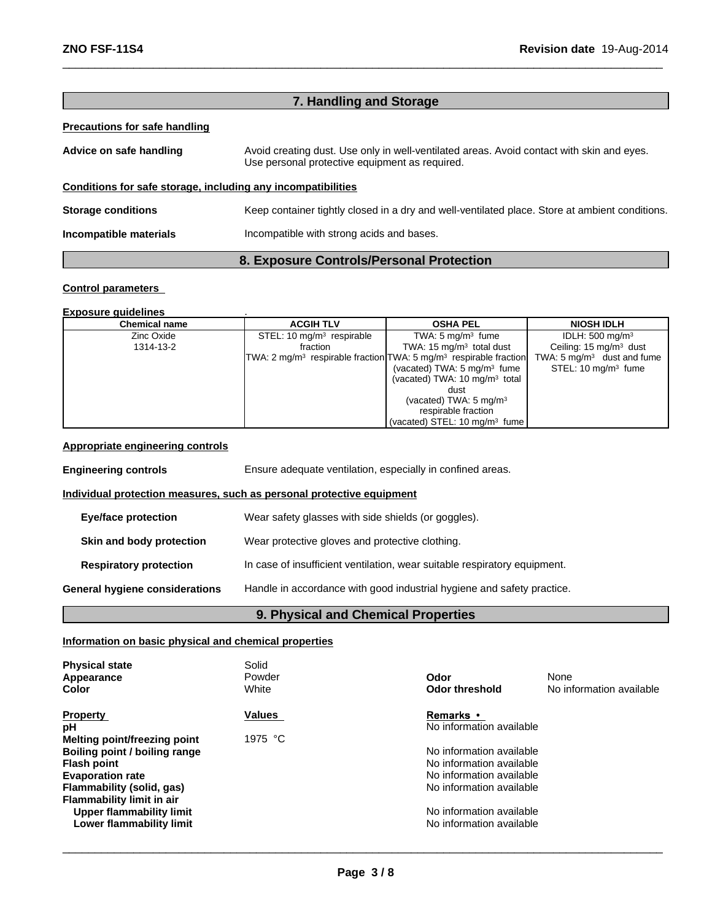## 7. Handling and Storage

**Precautions for safe handling**

**Advice on safe handling** Avoid creating dust. Use only in well-ventilated areas. Avoid contact with skin and eyes. Use personal protective equipment as required.

**Conditions for safe storage, including any incompatibilities**

**Storage conditions** Keep container tightly closed in a dry and well-ventilated place. Store at ambient conditions.

**Incompatible materials** Incompatible with strong acids and bases.

## 8. Exposure Controls/Personal Protection

**Control parameters**

**Exposure guidelines** .

| Chemical name | ACGIH TLV | OSHA PEL | NIOSH IDLH |
|---|---|---|---|
| Zinc Oxide<br>1314-13-2 | STEL: 10 mg/m³ respirable fraction<br>TWA: 2 mg/m³ respirable fraction | TWA: 5 mg/m³ fume<br>TWA: 15 mg/m³ total dust<br>TWA: 5 mg/m³ respirable fraction<br>(vacated) TWA: 5 mg/m³ fume<br>(vacated) TWA: 10 mg/m³ total dust<br>(vacated) TWA: 5 mg/m³ respirable fraction<br>(vacated) STEL: 10 mg/m³ fume | IDLH: 500 mg/m³<br>Ceiling: 15 mg/m³ dust<br>TWA: 5 mg/m³ dust and fume<br>STEL: 10 mg/m³ fume |

**Appropriate engineering controls**

**Engineering controls** Ensure adequate ventilation, especially in confined areas.

**Individual protection measures, such as personal protective equipment**

**Eye/face protection** Wear safety glasses with side shields (or goggles).

**Skin and body protection** Wear protective gloves and protective clothing.

**Respiratory protection** In case of insufficient ventilation, wear suitable respiratory equipment.

**General hygiene considerations** Handle in accordance with good industrial hygiene and safety practice.

## 9. Physical and Chemical Properties

**Information on basic physical and chemical properties**

**Physical state** Solid
**Appearance** Powder
**Color** White
**Odor** None
**Odor threshold** No information available

| Property | Values | Remarks • |
|---|---|---|
| pH | | No information available |
| Melting point/freezing point | 1975 °C | |
| Boiling point / boiling range | | No information available |
| Flash point | | No information available |
| Evaporation rate | | No information available |
| Flammability (solid, gas) | | No information available |
| Flammability limit in air | | |
| Upper flammability limit | | No information available |
| Lower flammability limit | | No information available |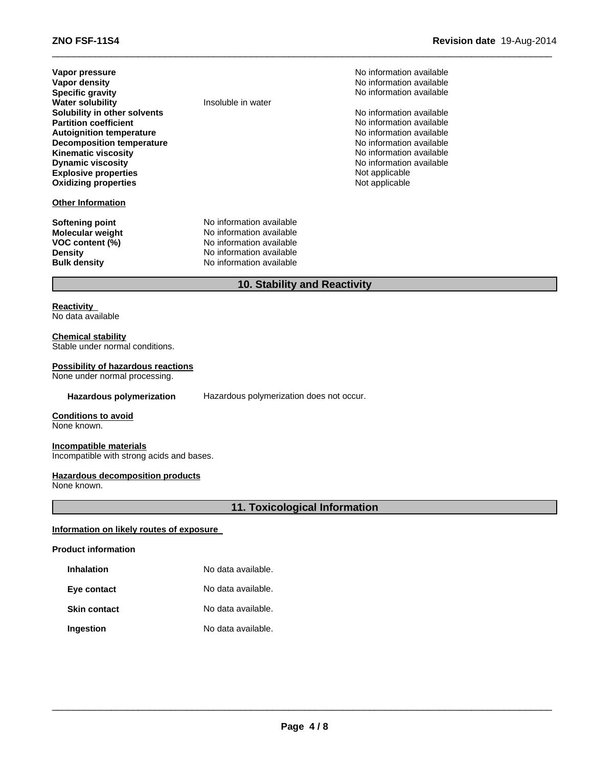| | | |
|---|---|---|
| **Vapor pressure** | | No information available |
| **Vapor density** | | No information available |
| **Specific gravity** | | No information available |
| **Water solubility** | Insoluble in water | |
| **Solubility in other solvents** | | No information available |
| **Partition coefficient** | | No information available |
| **Autoignition temperature** | | No information available |
| **Decomposition temperature** | | No information available |
| **Kinematic viscosity** | | No information available |
| **Dynamic viscosity** | | No information available |
| **Explosive properties** | | Not applicable |
| **Oxidizing properties** | | Not applicable |

**Other Information**

| | |
|---|---|
| **Softening point** | No information available |
| **Molecular weight** | No information available |
| **VOC content (%)** | No information available |
| **Density** | No information available |
| **Bulk density** | No information available |

## 10. Stability and Reactivity

**Reactivity**
No data available

**Chemical stability**
Stable under normal conditions.

**Possibility of hazardous reactions**
None under normal processing.

**Hazardous polymerization** Hazardous polymerization does not occur.

**Conditions to avoid**
None known.

**Incompatible materials**
Incompatible with strong acids and bases.

**Hazardous decomposition products**
None known.

## 11. Toxicological Information

**Information on likely routes of exposure**

**Product information**

| | |
|---|---|
| **Inhalation** | No data available. |
| **Eye contact** | No data available. |
| **Skin contact** | No data available. |
| **Ingestion** | No data available. |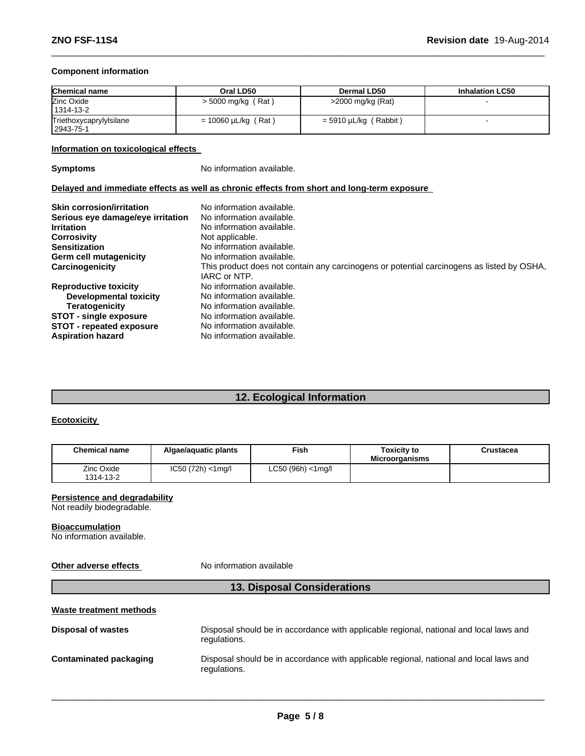### Component information

| Chemical name | Oral LD50 | Dermal LD50 | Inhalation LC50 |
|---|---|---|---|
| Zinc Oxide 1314-13-2 | > 5000 mg/kg ( Rat ) | >2000 mg/kg (Rat) | - |
| Triethoxycaprylylsilane 2943-75-1 | = 10060 µL/kg ( Rat ) | = 5910 µL/kg ( Rabbit ) | - |

### Information on toxicological effects

**Symptoms** No information available.

### Delayed and immediate effects as well as chronic effects from short and long-term exposure

**Skin corrosion/irritation** No information available.
**Serious eye damage/eye irritation** No information available.
**Irritation** No information available.
**Corrosivity** Not applicable.
**Sensitization** No information available.
**Germ cell mutagenicity** No information available.
**Carcinogenicity** This product does not contain any carcinogens or potential carcinogens as listed by OSHA, IARC or NTP.
**Reproductive toxicity** No information available.
**Developmental toxicity** No information available.
**Teratogenicity** No information available.
**STOT - single exposure** No information available.
**STOT - repeated exposure** No information available.
**Aspiration hazard** No information available.

## 12. Ecological Information

### Ecotoxicity

| Chemical name | Algae/aquatic plants | Fish | Toxicity to Microorganisms | Crustacea |
|---|---|---|---|---|
| Zinc Oxide 1314-13-2 | IC50 (72h) <1mg/l | LC50 (96h) <1mg/l | | |

### Persistence and degradability

Not readily biodegradable.

### Bioaccumulation

No information available.

**Other adverse effects** No information available

## 13. Disposal Considerations

### Waste treatment methods

**Disposal of wastes** Disposal should be in accordance with applicable regional, national and local laws and regulations.

**Contaminated packaging** Disposal should be in accordance with applicable regional, national and local laws and regulations.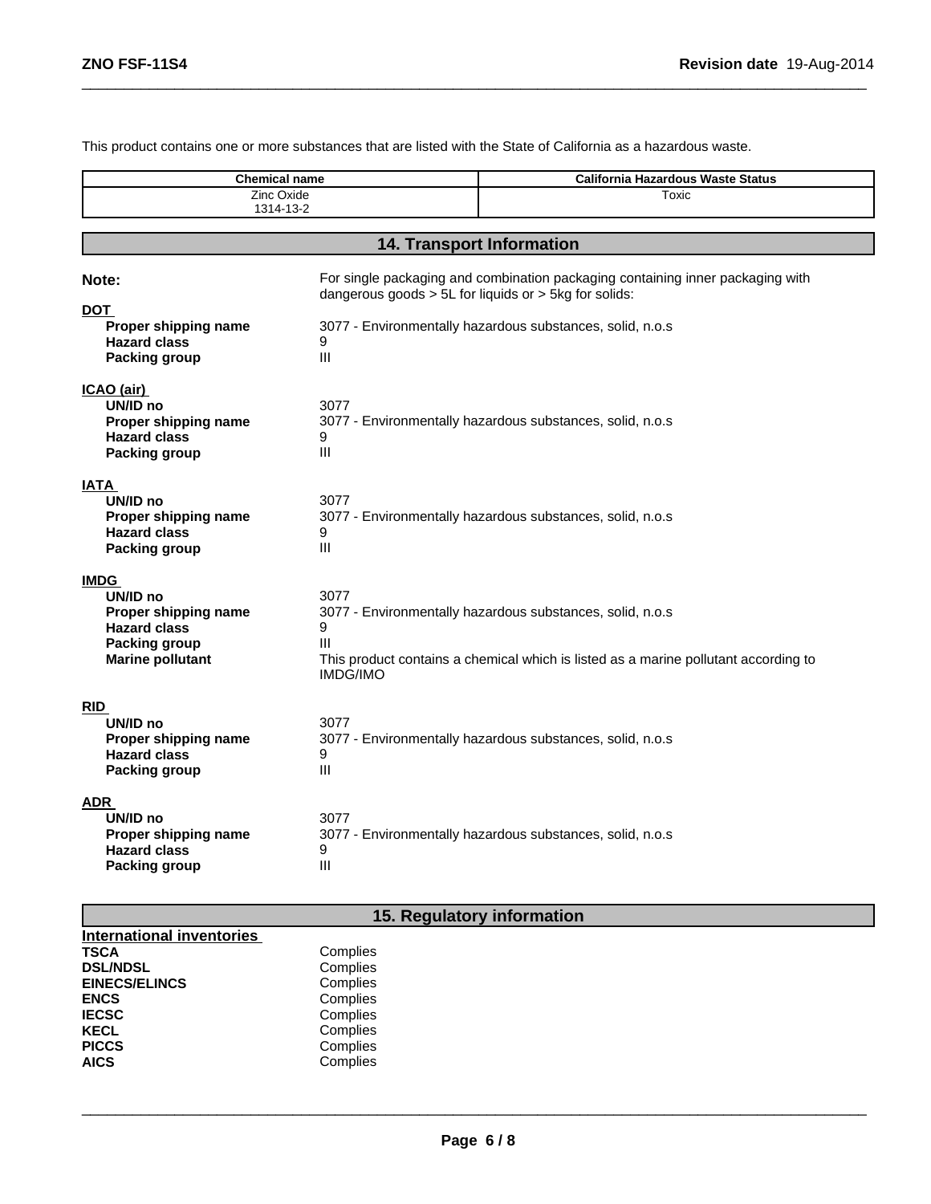This product contains one or more substances that are listed with the State of California as a hazardous waste.

| Chemical name | California Hazardous Waste Status |
| --- | --- |
| Zinc Oxide<br>1314-13-2 | Toxic |

## 14. Transport Information

**Note:** For single packaging and combination packaging containing inner packaging with dangerous goods > 5L for liquids or > 5kg for solids:

**DOT**

| | |
| --- | --- |
| **Proper shipping name** | 3077 - Environmentally hazardous substances, solid, n.o.s |
| **Hazard class** | 9 |
| **Packing group** | III |

**ICAO (air)**

| | |
| --- | --- |
| **UN/ID no** | 3077 |
| **Proper shipping name** | 3077 - Environmentally hazardous substances, solid, n.o.s |
| **Hazard class** | 9 |
| **Packing group** | III |

**IATA**

| | |
| --- | --- |
| **UN/ID no** | 3077 |
| **Proper shipping name** | 3077 - Environmentally hazardous substances, solid, n.o.s |
| **Hazard class** | 9 |
| **Packing group** | III |

**IMDG**

| | |
| --- | --- |
| **UN/ID no** | 3077 |
| **Proper shipping name** | 3077 - Environmentally hazardous substances, solid, n.o.s |
| **Hazard class** | 9 |
| **Packing group** | III |
| **Marine pollutant** | This product contains a chemical which is listed as a marine pollutant according to IMDG/IMO |

**RID**

| | |
| --- | --- |
| **UN/ID no** | 3077 |
| **Proper shipping name** | 3077 - Environmentally hazardous substances, solid, n.o.s |
| **Hazard class** | 9 |
| **Packing group** | III |

**ADR**

| | |
| --- | --- |
| **UN/ID no** | 3077 |
| **Proper shipping name** | 3077 - Environmentally hazardous substances, solid, n.o.s |
| **Hazard class** | 9 |
| **Packing group** | III |

## 15. Regulatory information

**International inventories**

| | |
| --- | --- |
| **TSCA** | Complies |
| **DSL/NDSL** | Complies |
| **EINECS/ELINCS** | Complies |
| **ENCS** | Complies |
| **IECSC** | Complies |
| **KECL** | Complies |
| **PICCS** | Complies |
| **AICS** | Complies |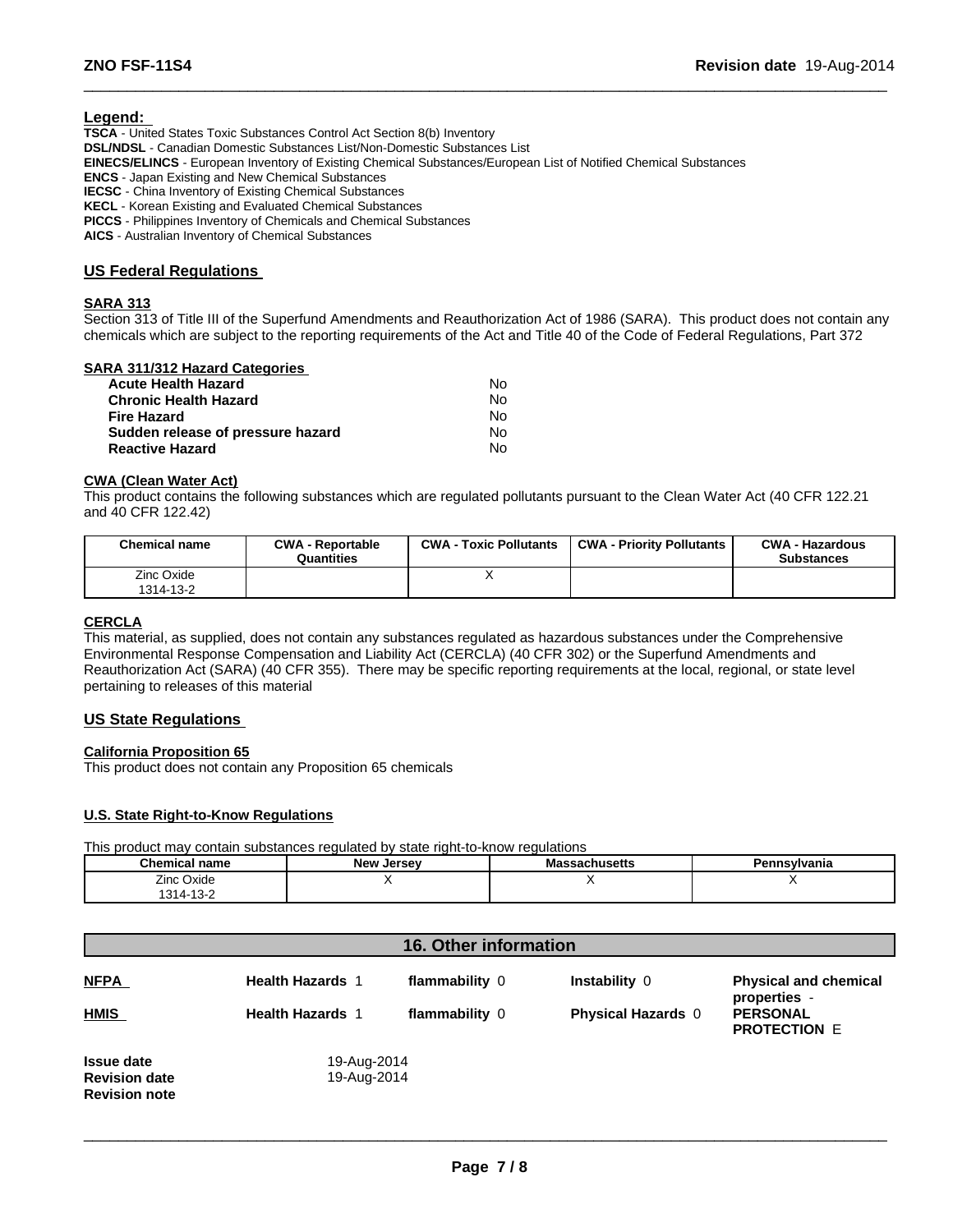**Legend:**

**TSCA** - United States Toxic Substances Control Act Section 8(b) Inventory
**DSL/NDSL** - Canadian Domestic Substances List/Non-Domestic Substances List
**EINECS/ELINCS** - European Inventory of Existing Chemical Substances/European List of Notified Chemical Substances
**ENCS** - Japan Existing and New Chemical Substances
**IECSC** - China Inventory of Existing Chemical Substances
**KECL** - Korean Existing and Evaluated Chemical Substances
**PICCS** - Philippines Inventory of Chemicals and Chemical Substances
**AICS** - Australian Inventory of Chemical Substances

## US Federal Regulations

### SARA 313

Section 313 of Title III of the Superfund Amendments and Reauthorization Act of 1986 (SARA). This product does not contain any chemicals which are subject to the reporting requirements of the Act and Title 40 of the Code of Federal Regulations, Part 372

### SARA 311/312 Hazard Categories

| | |
|---|---|
| **Acute Health Hazard** | No |
| **Chronic Health Hazard** | No |
| **Fire Hazard** | No |
| **Sudden release of pressure hazard** | No |
| **Reactive Hazard** | No |

### CWA (Clean Water Act)

This product contains the following substances which are regulated pollutants pursuant to the Clean Water Act (40 CFR 122.21 and 40 CFR 122.42)

| Chemical name | CWA - Reportable Quantities | CWA - Toxic Pollutants | CWA - Priority Pollutants | CWA - Hazardous Substances |
|---|---|---|---|---|
| Zinc Oxide 1314-13-2 | | X | | |

### CERCLA

This material, as supplied, does not contain any substances regulated as hazardous substances under the Comprehensive Environmental Response Compensation and Liability Act (CERCLA) (40 CFR 302) or the Superfund Amendments and Reauthorization Act (SARA) (40 CFR 355). There may be specific reporting requirements at the local, regional, or state level pertaining to releases of this material

## US State Regulations

### California Proposition 65

This product does not contain any Proposition 65 chemicals

### U.S. State Right-to-Know Regulations

This product may contain substances regulated by state right-to-know regulations

| Chemical name | New Jersey | Massachusetts | Pennsylvania |
|---|---|---|---|
| Zinc Oxide 1314-13-2 | X | X | X |

## 16. Other information

| | | | | |
|---|---|---|---|---|
| **NFPA** | **Health Hazards** 1 | **flammability** 0 | **Instability** 0 | **Physical and chemical properties** - |
| **HMIS** | **Health Hazards** 1 | **flammability** 0 | **Physical Hazards** 0 | **PERSONAL PROTECTION** E |

**Issue date** 19-Aug-2014
**Revision date** 19-Aug-2014
**Revision note**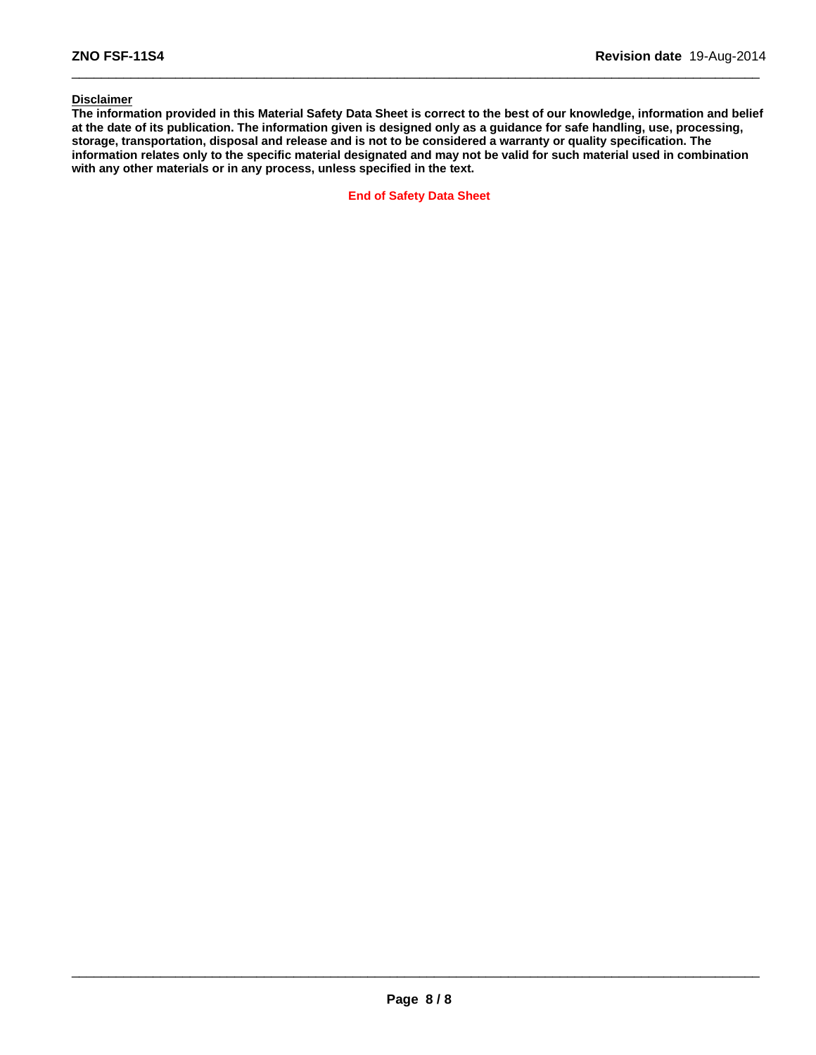**Disclaimer**

**The information provided in this Material Safety Data Sheet is correct to the best of our knowledge, information and belief at the date of its publication. The information given is designed only as a guidance for safe handling, use, processing, storage, transportation, disposal and release and is not to be considered a warranty or quality specification. The information relates only to the specific material designated and may not be valid for such material used in combination with any other materials or in any process, unless specified in the text.**

**End of Safety Data Sheet**